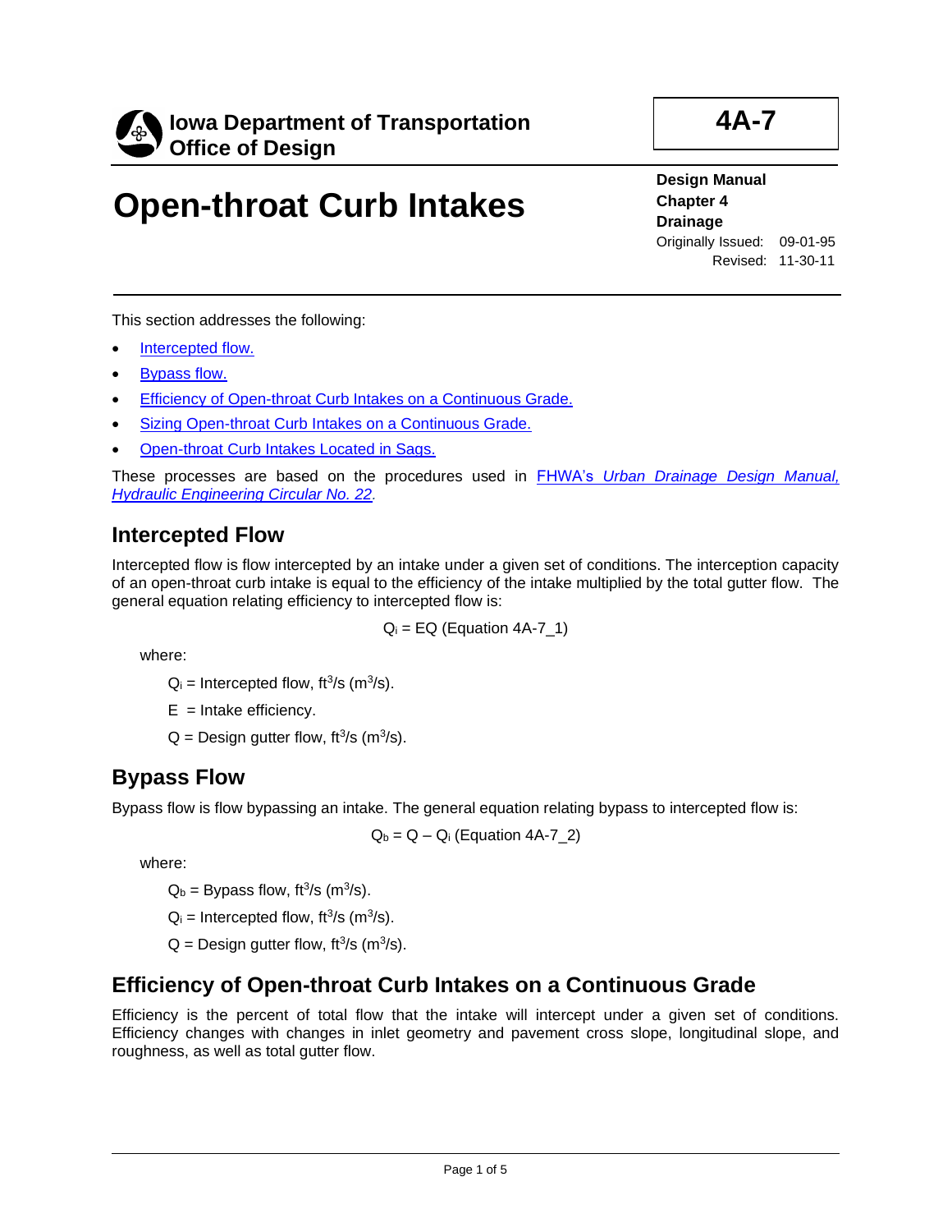**Iowa Department of Transportation**
**Office of Design**

**4A-7**

# Open-throat Curb Intakes

**Design Manual**
**Chapter 4**
**Drainage**
Originally Issued: 09-01-95
Revised: 11-30-11

This section addresses the following:

- Intercepted flow.
- Bypass flow.
- Efficiency of Open-throat Curb Intakes on a Continuous Grade.
- Sizing Open-throat Curb Intakes on a Continuous Grade.
- Open-throat Curb Intakes Located in Sags.

These processes are based on the procedures used in FHWA's *Urban Drainage Design Manual, Hydraulic Engineering Circular No. 22*.

## Intercepted Flow

Intercepted flow is flow intercepted by an intake under a given set of conditions. The interception capacity of an open-throat curb intake is equal to the efficiency of the intake multiplied by the total gutter flow. The general equation relating efficiency to intercepted flow is:

$$Q_i = EQ \text{ (Equation 4A-7\_1)}$$

where:

$Q_i$ = Intercepted flow, $ft^3/s$ ($m^3/s$).

$E$ = Intake efficiency.

$Q$ = Design gutter flow, $ft^3/s$ ($m^3/s$).

## Bypass Flow

Bypass flow is flow bypassing an intake. The general equation relating bypass to intercepted flow is:

$$Q_b = Q - Q_i \text{ (Equation 4A-7\_2)}$$

where:

$Q_b$ = Bypass flow, $ft^3/s$ ($m^3/s$).

$Q_i$ = Intercepted flow, $ft^3/s$ ($m^3/s$).

$Q$ = Design gutter flow, $ft^3/s$ ($m^3/s$).

## Efficiency of Open-throat Curb Intakes on a Continuous Grade

Efficiency is the percent of total flow that the intake will intercept under a given set of conditions. Efficiency changes with changes in inlet geometry and pavement cross slope, longitudinal slope, and roughness, as well as total gutter flow.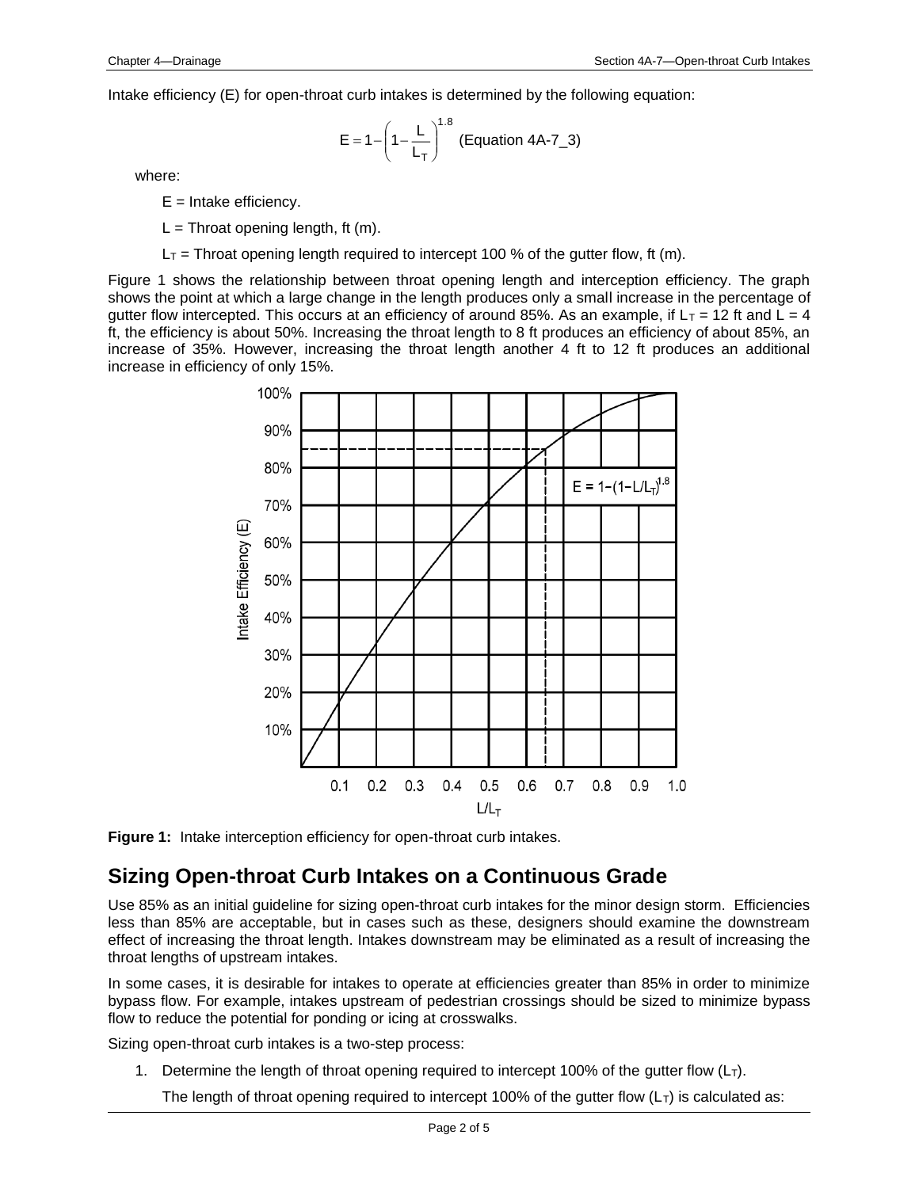Intake efficiency (E) for open-throat curb intakes is determined by the following equation:

$$E = 1 - \left(1 - \frac{L}{L_T}\right)^{1.8} \quad \text{(Equation 4A-7\_3)}$$

where:

$E$ = Intake efficiency.

$L$ = Throat opening length, ft (m).

$L_T$ = Throat opening length required to intercept 100 % of the gutter flow, ft (m).

Figure 1 shows the relationship between throat opening length and interception efficiency. The graph shows the point at which a large change in the length produces only a small increase in the percentage of gutter flow intercepted. This occurs at an efficiency of around 85%. As an example, if $L_T$ = 12 ft and L = 4 ft, the efficiency is about 50%. Increasing the throat length to 8 ft produces an efficiency of about 85%, an increase of 35%. However, increasing the throat length another 4 ft to 12 ft produces an additional increase in efficiency of only 15%.

**Figure 1:** Intake interception efficiency for open-throat curb intakes.

## Sizing Open-throat Curb Intakes on a Continuous Grade

Use 85% as an initial guideline for sizing open-throat curb intakes for the minor design storm. Efficiencies less than 85% are acceptable, but in cases such as these, designers should examine the downstream effect of increasing the throat length. Intakes downstream may be eliminated as a result of increasing the throat lengths of upstream intakes.

In some cases, it is desirable for intakes to operate at efficiencies greater than 85% in order to minimize bypass flow. For example, intakes upstream of pedestrian crossings should be sized to minimize bypass flow to reduce the potential for ponding or icing at crosswalks.

Sizing open-throat curb intakes is a two-step process:

1. Determine the length of throat opening required to intercept 100% of the gutter flow ($L_T$).

   The length of throat opening required to intercept 100% of the gutter flow ($L_T$) is calculated as: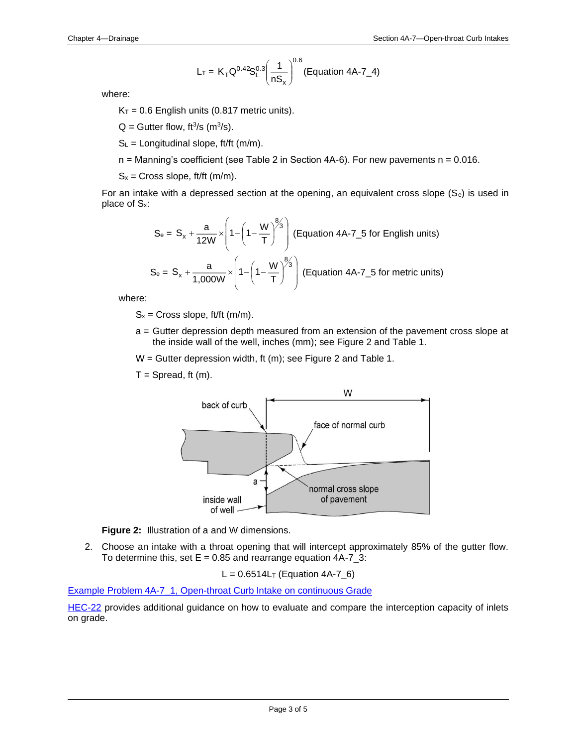$$L_T = K_T Q^{0.42} S_L^{0.3} \left( \frac{1}{n S_x} \right)^{0.6} \text{ (Equation 4A-7\_4)}$$

where:

$K_T$ = 0.6 English units (0.817 metric units).

$Q$ = Gutter flow, $ft^3/s$ ($m^3/s$).

$S_L$ = Longitudinal slope, ft/ft (m/m).

n = Manning's coefficient (see Table 2 in Section 4A-6). For new pavements n = 0.016.

$S_x$ = Cross slope, ft/ft (m/m).

For an intake with a depressed section at the opening, an equivalent cross slope ($S_e$) is used in place of $S_x$:

$$S_e = S_x + \frac{a}{12W} \times \left( 1 - \left( 1 - \frac{W}{T} \right)^{8/3} \right) \text{ (Equation 4A-7\_5 for English units)}$$

$$S_e = S_x + \frac{a}{1{,}000W} \times \left( 1 - \left( 1 - \frac{W}{T} \right)^{8/3} \right) \text{ (Equation 4A-7\_5 for metric units)}$$

where:

$S_x$ = Cross slope, ft/ft (m/m).

a = Gutter depression depth measured from an extension of the pavement cross slope at the inside wall of the well, inches (mm); see Figure 2 and Table 1.

W = Gutter depression width, ft (m); see Figure 2 and Table 1.

T = Spread, ft (m).

**Figure 2:** Illustration of a and W dimensions.

2. Choose an intake with a throat opening that will intercept approximately 85% of the gutter flow. To determine this, set E = 0.85 and rearrange equation 4A-7_3:

$$L = 0.6514 L_T \text{ (Equation 4A-7\_6)}$$

Example Problem 4A-7_1, Open-throat Curb Intake on continuous Grade

HEC-22 provides additional guidance on how to evaluate and compare the interception capacity of inlets on grade.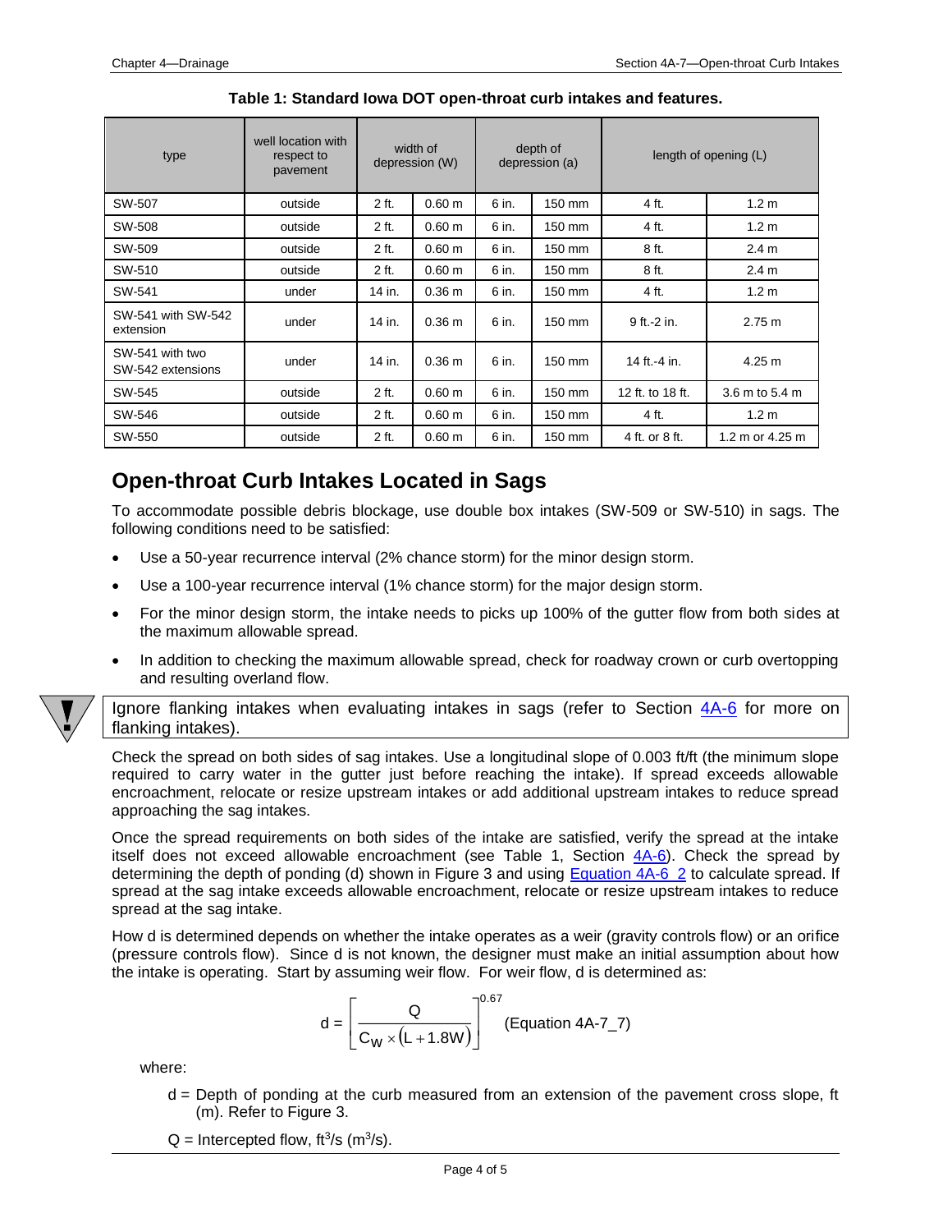**Table 1: Standard Iowa DOT open-throat curb intakes and features.**

| type | well location with respect to pavement | width of depression (W) | | depth of depression (a) | | length of opening (L) | |
|---|---|---|---|---|---|---|---|
| SW-507 | outside | 2 ft. | 0.60 m | 6 in. | 150 mm | 4 ft. | 1.2 m |
| SW-508 | outside | 2 ft. | 0.60 m | 6 in. | 150 mm | 4 ft. | 1.2 m |
| SW-509 | outside | 2 ft. | 0.60 m | 6 in. | 150 mm | 8 ft. | 2.4 m |
| SW-510 | outside | 2 ft. | 0.60 m | 6 in. | 150 mm | 8 ft. | 2.4 m |
| SW-541 | under | 14 in. | 0.36 m | 6 in. | 150 mm | 4 ft. | 1.2 m |
| SW-541 with SW-542 extension | under | 14 in. | 0.36 m | 6 in. | 150 mm | 9 ft.-2 in. | 2.75 m |
| SW-541 with two SW-542 extensions | under | 14 in. | 0.36 m | 6 in. | 150 mm | 14 ft.-4 in. | 4.25 m |
| SW-545 | outside | 2 ft. | 0.60 m | 6 in. | 150 mm | 12 ft. to 18 ft. | 3.6 m to 5.4 m |
| SW-546 | outside | 2 ft. | 0.60 m | 6 in. | 150 mm | 4 ft. | 1.2 m |
| SW-550 | outside | 2 ft. | 0.60 m | 6 in. | 150 mm | 4 ft. or 8 ft. | 1.2 m or 4.25 m |

## Open-throat Curb Intakes Located in Sags

To accommodate possible debris blockage, use double box intakes (SW-509 or SW-510) in sags. The following conditions need to be satisfied:

- Use a 50-year recurrence interval (2% chance storm) for the minor design storm.
- Use a 100-year recurrence interval (1% chance storm) for the major design storm.
- For the minor design storm, the intake needs to picks up 100% of the gutter flow from both sides at the maximum allowable spread.
- In addition to checking the maximum allowable spread, check for roadway crown or curb overtopping and resulting overland flow.

Ignore flanking intakes when evaluating intakes in sags (refer to Section 4A-6 for more on flanking intakes).

Check the spread on both sides of sag intakes. Use a longitudinal slope of 0.003 ft/ft (the minimum slope required to carry water in the gutter just before reaching the intake). If spread exceeds allowable encroachment, relocate or resize upstream intakes or add additional upstream intakes to reduce spread approaching the sag intakes.

Once the spread requirements on both sides of the intake are satisfied, verify the spread at the intake itself does not exceed allowable encroachment (see Table 1, Section 4A-6). Check the spread by determining the depth of ponding (d) shown in Figure 3 and using Equation 4A-6_2 to calculate spread. If spread at the sag intake exceeds allowable encroachment, relocate or resize upstream intakes to reduce spread at the sag intake.

How d is determined depends on whether the intake operates as a weir (gravity controls flow) or an orifice (pressure controls flow). Since d is not known, the designer must make an initial assumption about how the intake is operating. Start by assuming weir flow. For weir flow, d is determined as:

$$d = \left[ \frac{Q}{C_W \times (L + 1.8W)} \right]^{0.67} \quad \text{(Equation 4A-7\_7)}$$

where:

d = Depth of ponding at the curb measured from an extension of the pavement cross slope, ft (m). Refer to Figure 3.

Q = Intercepted flow, $ft^3/s$ ($m^3/s$).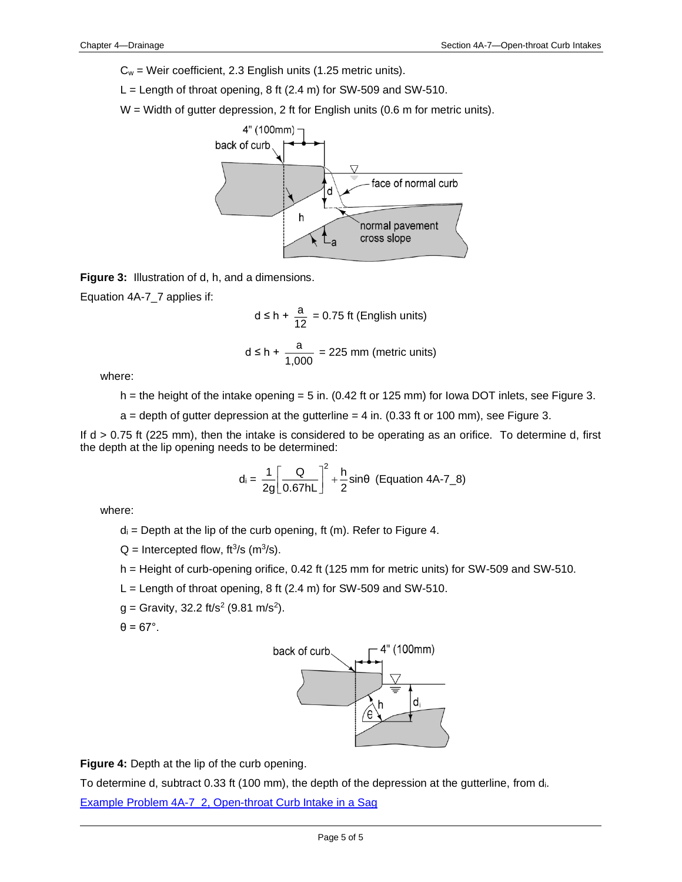$C_w$ = Weir coefficient, 2.3 English units (1.25 metric units).

L = Length of throat opening, 8 ft (2.4 m) for SW-509 and SW-510.

W = Width of gutter depression, 2 ft for English units (0.6 m for metric units).

**Figure 3:** Illustration of d, h, and a dimensions.

Equation 4A-7_7 applies if:

$$d \le h + \frac{a}{12} = 0.75 \text{ ft (English units)}$$

$$d \le h + \frac{a}{1{,}000} = 225 \text{ mm (metric units)}$$

where:

h = the height of the intake opening = 5 in. (0.42 ft or 125 mm) for Iowa DOT inlets, see Figure 3.

a = depth of gutter depression at the gutterline = 4 in. (0.33 ft or 100 mm), see Figure 3.

If d > 0.75 ft (225 mm), then the intake is considered to be operating as an orifice. To determine d, first the depth at the lip opening needs to be determined:

$$d_i = \frac{1}{2g}\left[\frac{Q}{0.67hL}\right]^2 + \frac{h}{2}\sin\theta \quad \text{(Equation 4A-7\_8)}$$

where:

$d_i$ = Depth at the lip of the curb opening, ft (m). Refer to Figure 4.

Q = Intercepted flow, $ft^3/s$ ($m^3/s$).

h = Height of curb-opening orifice, 0.42 ft (125 mm for metric units) for SW-509 and SW-510.

L = Length of throat opening, 8 ft (2.4 m) for SW-509 and SW-510.

g = Gravity, 32.2 $ft/s^2$ (9.81 $m/s^2$).

$\theta$ = 67°.

**Figure 4:** Depth at the lip of the curb opening.

To determine d, subtract 0.33 ft (100 mm), the depth of the depression at the gutterline, from $d_i$.

Example Problem 4A-7_2, Open-throat Curb Intake in a Sag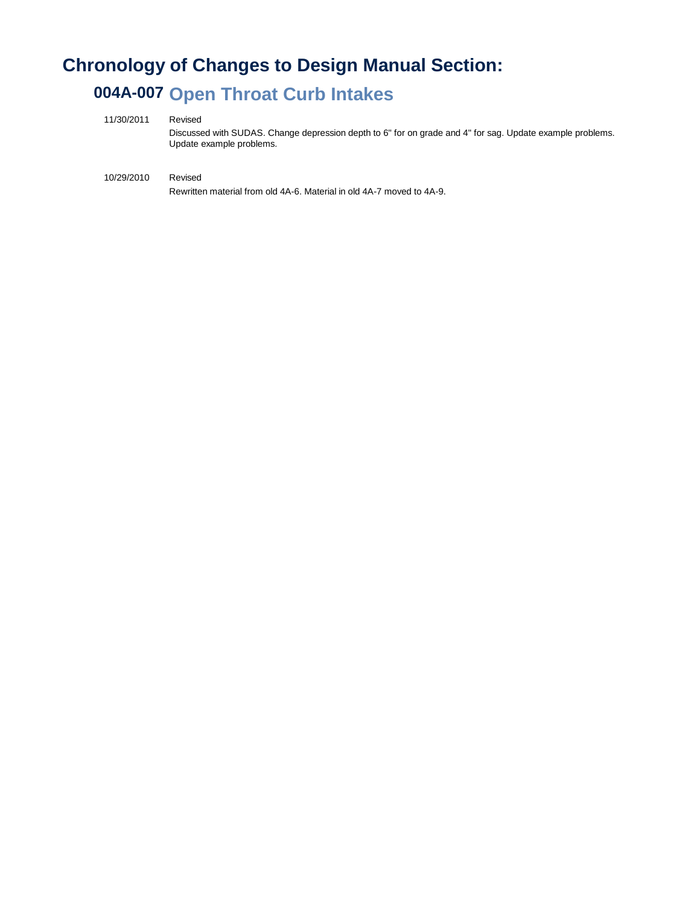# Chronology of Changes to Design Manual Section:

## 004A-007 Open Throat Curb Intakes

11/30/2011 Revised

Discussed with SUDAS. Change depression depth to 6" for on grade and 4" for sag. Update example problems. Update example problems.

10/29/2010 Revised

Rewritten material from old 4A-6. Material in old 4A-7 moved to 4A-9.